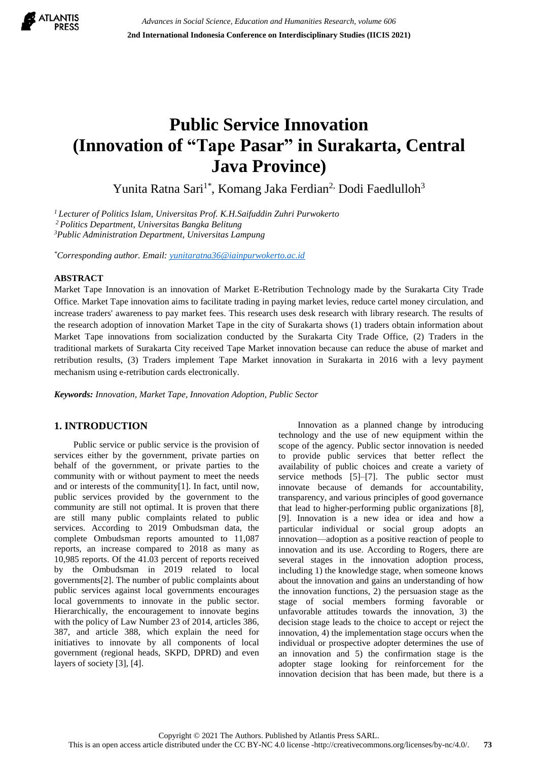# Public Service Innovation (Innovation of "Tape Pasar" in Surakarta, Central Java Province)

Yunita Ratna Sari[1*], Komang Jaka Ferdian[2], Dodi Faedlulloh[3]

[1] *Lecturer of Politics Islam, Universitas Prof. K.H.Saifuddin Zuhri Purwokerto*
[2] *Politics Department, Universitas Bangka Belitung*
[3] *Public Administration Department, Universitas Lampung*

[*] *Corresponding author. Email: yunitaratna36@iainpurwokerto.ac.id*

## ABSTRACT

Market Tape Innovation is an innovation of Market E-Retribution Technology made by the Surakarta City Trade Office. Market Tape innovation aims to facilitate trading in paying market levies, reduce cartel money circulation, and increase traders' awareness to pay market fees. This research uses desk research with library research. The results of the research adoption of innovation Market Tape in the city of Surakarta shows (1) traders obtain information about Market Tape innovations from socialization conducted by the Surakarta City Trade Office, (2) Traders in the traditional markets of Surakarta City received Tape Market innovation because can reduce the abuse of market and retribution results, (3) Traders implement Tape Market innovation in Surakarta in 2016 with a levy payment mechanism using e-retribution cards electronically.

***Keywords:*** *Innovation, Market Tape, Innovation Adoption, Public Sector*

## 1. INTRODUCTION

Public service or public service is the provision of services either by the government, private parties on behalf of the government, or private parties to the community with or without payment to meet the needs and or interests of the community[1]. In fact, until now, public services provided by the government to the community are still not optimal. It is proven that there are still many public complaints related to public services. According to 2019 Ombudsman data, the complete Ombudsman reports amounted to 11,087 reports, an increase compared to 2018 as many as 10,985 reports. Of the 41.03 percent of reports received by the Ombudsman in 2019 related to local governments[2]. The number of public complaints about public services against local governments encourages local governments to innovate in the public sector. Hierarchically, the encouragement to innovate begins with the policy of Law Number 23 of 2014, articles 386, 387, and article 388, which explain the need for initiatives to innovate by all components of local government (regional heads, SKPD, DPRD) and even layers of society [3], [4].

Innovation as a planned change by introducing technology and the use of new equipment within the scope of the agency. Public sector innovation is needed to provide public services that better reflect the availability of public choices and create a variety of service methods [5]–[7]. The public sector must innovate because of demands for accountability, transparency, and various principles of good governance that lead to higher-performing public organizations [8], [9]. Innovation is a new idea or idea and how a particular individual or social group adopts an innovation—adoption as a positive reaction of people to innovation and its use. According to Rogers, there are several stages in the innovation adoption process, including 1) the knowledge stage, when someone knows about the innovation and gains an understanding of how the innovation functions, 2) the persuasion stage as the stage of social members forming favorable or unfavorable attitudes towards the innovation, 3) the decision stage leads to the choice to accept or reject the innovation, 4) the implementation stage occurs when the individual or prospective adopter determines the use of an innovation and 5) the confirmation stage is the adopter stage looking for reinforcement for the innovation decision that has been made, but there is a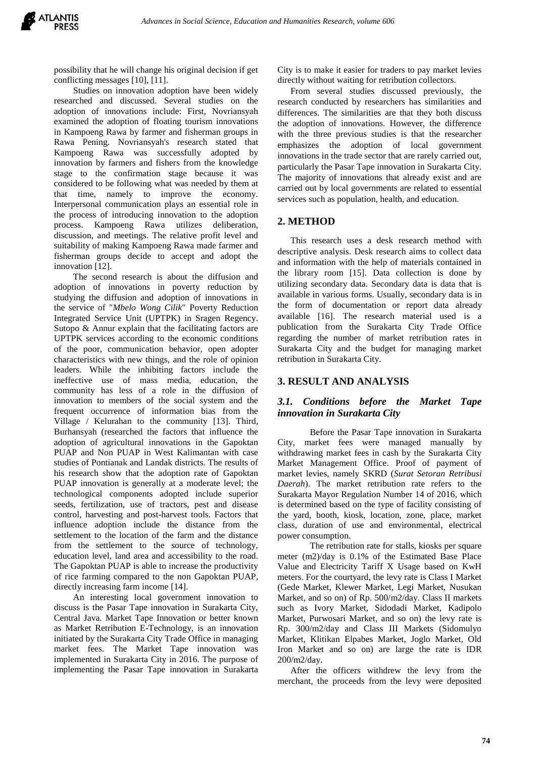possibility that he will change his original decision if get conflicting messages [10], [11].

Studies on innovation adoption have been widely researched and discussed. Several studies on the adoption of innovations include: First, Novriansyah examined the adoption of floating tourism innovations in Kampoeng Rawa by farmer and fisherman groups in Rawa Pening. Novriansyah's research stated that Kampoeng Rawa was successfully adopted by innovation by farmers and fishers from the knowledge stage to the confirmation stage because it was considered to be following what was needed by them at that time, namely to improve the economy. Interpersonal communication plays an essential role in the process of introducing innovation to the adoption process. Kampoeng Rawa utilizes deliberation, discussion, and meetings. The relative profit level and suitability of making Kampoeng Rawa made farmer and fisherman groups decide to accept and adopt the innovation [12].

The second research is about the diffusion and adoption of innovations in poverty reduction by studying the diffusion and adoption of innovations in the service of "*Mbelo Wong Cilik*" Poverty Reduction Integrated Service Unit (UPTPK) in Sragen Regency. Sutopo & Annur explain that the facilitating factors are UPTPK services according to the economic conditions of the poor, communication behavior, open adopter characteristics with new things, and the role of opinion leaders. While the inhibiting factors include the ineffective use of mass media, education, the community has less of a role in the diffusion of innovation to members of the social system and the frequent occurrence of information bias from the Village / Kelurahan to the community [13]. Third, Burhansyah (researched the factors that influence the adoption of agricultural innovations in the Gapoktan PUAP and Non PUAP in West Kalimantan with case studies of Pontianak and Landak districts. The results of his research show that the adoption rate of Gapoktan PUAP innovation is generally at a moderate level; the technological components adopted include superior seeds, fertilization, use of tractors, pest and disease control, harvesting and post-harvest tools. Factors that influence adoption include the distance from the settlement to the location of the farm and the distance from the settlement to the source of technology, education level, land area and accessibility to the road. The Gapoktan PUAP is able to increase the productivity of rice farming compared to the non Gapoktan PUAP, directly increasing farm income [14].

An interesting local government innovation to discuss is the Pasar Tape innovation in Surakarta City, Central Java. Market Tape Innovation or better known as Market Retribution E-Technology, is an innovation initiated by the Surakarta City Trade Office in managing market fees. The Market Tape innovation was implemented in Surakarta City in 2016. The purpose of implementing the Pasar Tape innovation in Surakarta City is to make it easier for traders to pay market levies directly without waiting for retribution collectors.

From several studies discussed previously, the research conducted by researchers has similarities and differences. The similarities are that they both discuss the adoption of innovations. However, the difference with the three previous studies is that the researcher emphasizes the adoption of local government innovations in the trade sector that are rarely carried out, particularly the Pasar Tape innovation in Surakarta City. The majority of innovations that already exist and are carried out by local governments are related to essential services such as population, health, and education.

## 2. METHOD

This research uses a desk research method with descriptive analysis. Desk research aims to collect data and information with the help of materials contained in the library room [15]. Data collection is done by utilizing secondary data. Secondary data is data that is available in various forms. Usually, secondary data is in the form of documentation or report data already available [16]. The research material used is a publication from the Surakarta City Trade Office regarding the number of market retribution rates in Surakarta City and the budget for managing market retribution in Surakarta City.

## 3. RESULT AND ANALYSIS

### *3.1. Conditions before the Market Tape innovation in Surakarta City*

Before the Pasar Tape innovation in Surakarta City, market fees were managed manually by withdrawing market fees in cash by the Surakarta City Market Management Office. Proof of payment of market levies, namely SKRD (*Surat Setoran Retribusi Daerah*). The market retribution rate refers to the Surakarta Mayor Regulation Number 14 of 2016, which is determined based on the type of facility consisting of the yard, booth, kiosk, location, zone, place, market class, duration of use and environmental, electrical power consumption.

The retribution rate for stalls, kiosks per square meter (m2)/day is 0.1% of the Estimated Base Place Value and Electricity Tariff X Usage based on KwH meters. For the courtyard, the levy rate is Class I Market (Gede Market, Klewer Market, Legi Market, Nusukan Market, and so on) of Rp. 500/m2/day. Class II markets such as Ivory Market, Sidodadi Market, Kadipolo Market, Purwosari Market, and so on) the levy rate is Rp. 300/m2/day and Class III Markets (Sidomulyo Market, Klitikan Elpabes Market, Joglo Market, Old Iron Market and so on) are large the rate is IDR 200/m2/day.

After the officers withdrew the levy from the merchant, the proceeds from the levy were deposited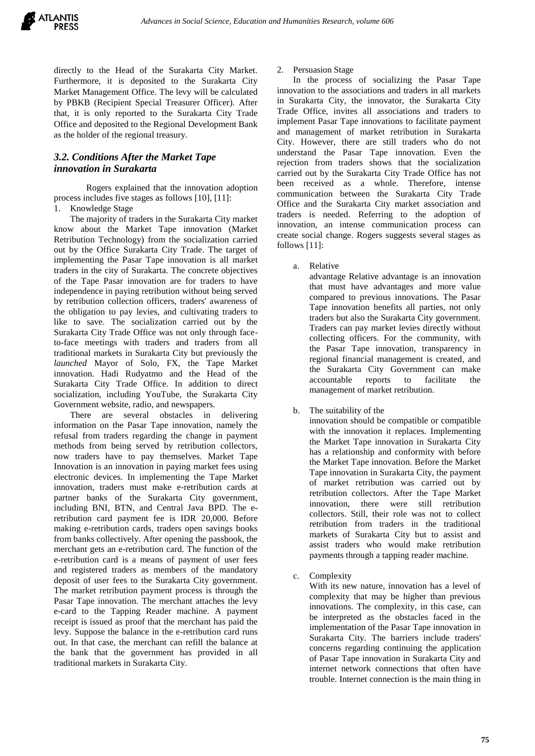directly to the Head of the Surakarta City Market. Furthermore, it is deposited to the Surakarta City Market Management Office. The levy will be calculated by PBKB (Recipient Special Treasurer Officer). After that, it is only reported to the Surakarta City Trade Office and deposited to the Regional Development Bank as the holder of the regional treasury.

### *3.2. Conditions After the Market Tape innovation in Surakarta*

Rogers explained that the innovation adoption process includes five stages as follows [10], [11]:

1. Knowledge Stage

The majority of traders in the Surakarta City market know about the Market Tape innovation (Market Retribution Technology) from the socialization carried out by the Office Surakarta City Trade. The target of implementing the Pasar Tape innovation is all market traders in the city of Surakarta. The concrete objectives of the Tape Pasar innovation are for traders to have independence in paying retribution without being served by retribution collection officers, traders' awareness of the obligation to pay levies, and cultivating traders to like to save. The socialization carried out by the Surakarta City Trade Office was not only through face-to-face meetings with traders and traders from all traditional markets in Surakarta City but previously the *launched* Mayor of Solo, FX, the Tape Market innovation. Hadi Rudyatmo and the Head of the Surakarta City Trade Office. In addition to direct socialization, including YouTube, the Surakarta City Government website, radio, and newspapers.

There are several obstacles in delivering information on the Pasar Tape innovation, namely the refusal from traders regarding the change in payment methods from being served by retribution collectors, now traders have to pay themselves. Market Tape Innovation is an innovation in paying market fees using electronic devices. In implementing the Tape Market innovation, traders must make e-retribution cards at partner banks of the Surakarta City government, including BNI, BTN, and Central Java BPD. The e-retribution card payment fee is IDR 20,000. Before making e-retribution cards, traders open savings books from banks collectively. After opening the passbook, the merchant gets an e-retribution card. The function of the e-retribution card is a means of payment of user fees and registered traders as members of the mandatory deposit of user fees to the Surakarta City government. The market retribution payment process is through the Pasar Tape innovation. The merchant attaches the levy e-card to the Tapping Reader machine. A payment receipt is issued as proof that the merchant has paid the levy. Suppose the balance in the e-retribution card runs out. In that case, the merchant can refill the balance at the bank that the government has provided in all traditional markets in Surakarta City.

2. Persuasion Stage

In the process of socializing the Pasar Tape innovation to the associations and traders in all markets in Surakarta City, the innovator, the Surakarta City Trade Office, invites all associations and traders to implement Pasar Tape innovations to facilitate payment and management of market retribution in Surakarta City. However, there are still traders who do not understand the Pasar Tape innovation. Even the rejection from traders shows that the socialization carried out by the Surakarta City Trade Office has not been received as a whole. Therefore, intense communication between the Surakarta City Trade Office and the Surakarta City market association and traders is needed. Referring to the adoption of innovation, an intense communication process can create social change. Rogers suggests several stages as follows [11]:

a. Relative

advantage Relative advantage is an innovation that must have advantages and more value compared to previous innovations. The Pasar Tape innovation benefits all parties, not only traders but also the Surakarta City government. Traders can pay market levies directly without collecting officers. For the community, with the Pasar Tape innovation, transparency in regional financial management is created, and the Surakarta City Government can make accountable reports to facilitate the management of market retribution.

b. The suitability of the

innovation should be compatible or compatible with the innovation it replaces. Implementing the Market Tape innovation in Surakarta City has a relationship and conformity with before the Market Tape innovation. Before the Market Tape innovation in Surakarta City, the payment of market retribution was carried out by retribution collectors. After the Tape Market innovation, there were still retribution collectors. Still, their role was not to collect retribution from traders in the traditional markets of Surakarta City but to assist and assist traders who would make retribution payments through a tapping reader machine.

c. Complexity

With its new nature, innovation has a level of complexity that may be higher than previous innovations. The complexity, in this case, can be interpreted as the obstacles faced in the implementation of the Pasar Tape innovation in Surakarta City. The barriers include traders' concerns regarding continuing the application of Pasar Tape innovation in Surakarta City and internet network connections that often have trouble. Internet connection is the main thing in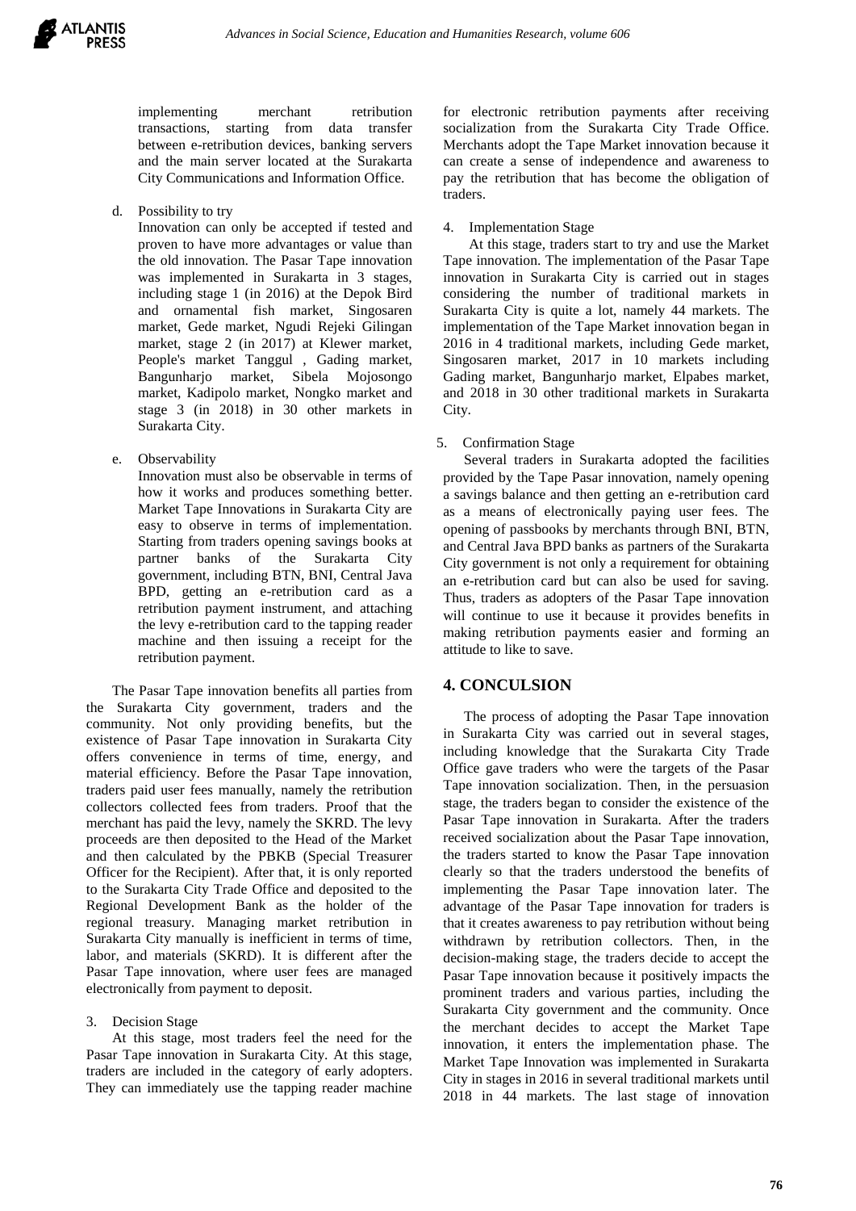implementing merchant retribution transactions, starting from data transfer between e-retribution devices, banking servers and the main server located at the Surakarta City Communications and Information Office.

d. Possibility to try

   Innovation can only be accepted if tested and proven to have more advantages or value than the old innovation. The Pasar Tape innovation was implemented in Surakarta in 3 stages, including stage 1 (in 2016) at the Depok Bird and ornamental fish market, Singosaren market, Gede market, Ngudi Rejeki Gilingan market, stage 2 (in 2017) at Klewer market, People's market Tanggul , Gading market, Bangunharjo market, Sibela Mojosongo market, Kadipolo market, Nongko market and stage 3 (in 2018) in 30 other markets in Surakarta City.

e. Observability

   Innovation must also be observable in terms of how it works and produces something better. Market Tape Innovations in Surakarta City are easy to observe in terms of implementation. Starting from traders opening savings books at partner banks of the Surakarta City government, including BTN, BNI, Central Java BPD, getting an e-retribution card as a retribution payment instrument, and attaching the levy e-retribution card to the tapping reader machine and then issuing a receipt for the retribution payment.

The Pasar Tape innovation benefits all parties from the Surakarta City government, traders and the community. Not only providing benefits, but the existence of Pasar Tape innovation in Surakarta City offers convenience in terms of time, energy, and material efficiency. Before the Pasar Tape innovation, traders paid user fees manually, namely the retribution collectors collected fees from traders. Proof that the merchant has paid the levy, namely the SKRD. The levy proceeds are then deposited to the Head of the Market and then calculated by the PBKB (Special Treasurer Officer for the Recipient). After that, it is only reported to the Surakarta City Trade Office and deposited to the Regional Development Bank as the holder of the regional treasury. Managing market retribution in Surakarta City manually is inefficient in terms of time, labor, and materials (SKRD). It is different after the Pasar Tape innovation, where user fees are managed electronically from payment to deposit.

3. Decision Stage

At this stage, most traders feel the need for the Pasar Tape innovation in Surakarta City. At this stage, traders are included in the category of early adopters. They can immediately use the tapping reader machine for electronic retribution payments after receiving socialization from the Surakarta City Trade Office. Merchants adopt the Tape Market innovation because it can create a sense of independence and awareness to pay the retribution that has become the obligation of traders.

4. Implementation Stage

At this stage, traders start to try and use the Market Tape innovation. The implementation of the Pasar Tape innovation in Surakarta City is carried out in stages considering the number of traditional markets in Surakarta City is quite a lot, namely 44 markets. The implementation of the Tape Market innovation began in 2016 in 4 traditional markets, including Gede market, Singosaren market, 2017 in 10 markets including Gading market, Bangunharjo market, Elpabes market, and 2018 in 30 other traditional markets in Surakarta City.

5. Confirmation Stage

Several traders in Surakarta adopted the facilities provided by the Tape Pasar innovation, namely opening a savings balance and then getting an e-retribution card as a means of electronically paying user fees. The opening of passbooks by merchants through BNI, BTN, and Central Java BPD banks as partners of the Surakarta City government is not only a requirement for obtaining an e-retribution card but can also be used for saving. Thus, traders as adopters of the Pasar Tape innovation will continue to use it because it provides benefits in making retribution payments easier and forming an attitude to like to save.

## 4. CONCULSION

The process of adopting the Pasar Tape innovation in Surakarta City was carried out in several stages, including knowledge that the Surakarta City Trade Office gave traders who were the targets of the Pasar Tape innovation socialization. Then, in the persuasion stage, the traders began to consider the existence of the Pasar Tape innovation in Surakarta. After the traders received socialization about the Pasar Tape innovation, the traders started to know the Pasar Tape innovation clearly so that the traders understood the benefits of implementing the Pasar Tape innovation later. The advantage of the Pasar Tape innovation for traders is that it creates awareness to pay retribution without being withdrawn by retribution collectors. Then, in the decision-making stage, the traders decide to accept the Pasar Tape innovation because it positively impacts the prominent traders and various parties, including the Surakarta City government and the community. Once the merchant decides to accept the Market Tape innovation, it enters the implementation phase. The Market Tape Innovation was implemented in Surakarta City in stages in 2016 in several traditional markets until 2018 in 44 markets. The last stage of innovation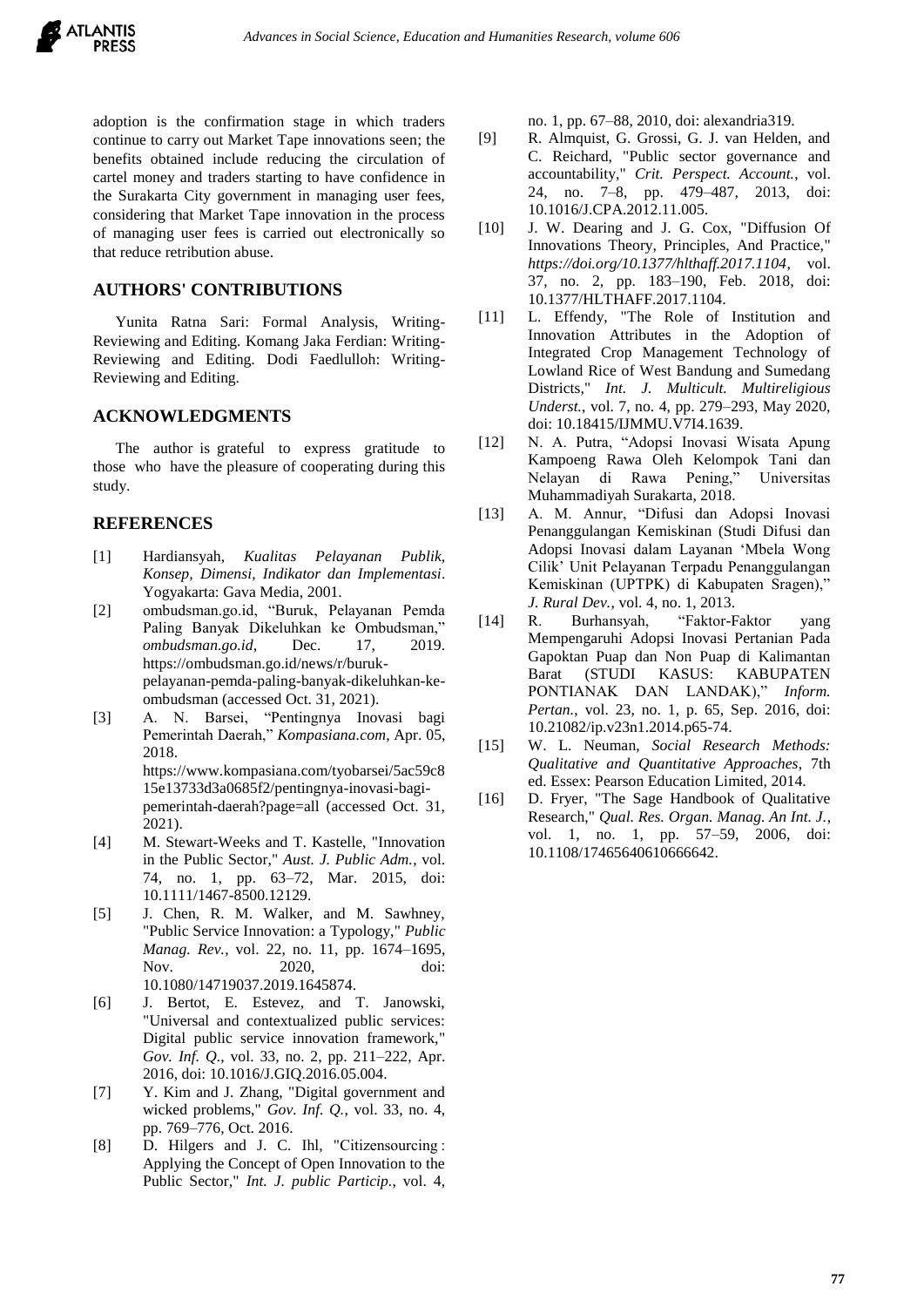adoption is the confirmation stage in which traders continue to carry out Market Tape innovations seen; the benefits obtained include reducing the circulation of cartel money and traders starting to have confidence in the Surakarta City government in managing user fees, considering that Market Tape innovation in the process of managing user fees is carried out electronically so that reduce retribution abuse.

## AUTHORS' CONTRIBUTIONS

Yunita Ratna Sari: Formal Analysis, Writing-Reviewing and Editing. Komang Jaka Ferdian: Writing-Reviewing and Editing. Dodi Faedlulloh: Writing-Reviewing and Editing.

## ACKNOWLEDGMENTS

The author is grateful to express gratitude to those who have the pleasure of cooperating during this study.

## REFERENCES

[1] Hardiansyah, *Kualitas Pelayanan Publik, Konsep, Dimensi, Indikator dan Implementasi*. Yogyakarta: Gava Media, 2001.

[2] ombudsman.go.id, "Buruk, Pelayanan Pemda Paling Banyak Dikeluhkan ke Ombudsman," *ombudsman.go.id*, Dec. 17, 2019. https://ombudsman.go.id/news/r/buruk-pelayanan-pemda-paling-banyak-dikeluhkan-ke-ombudsman (accessed Oct. 31, 2021).

[3] A. N. Barsei, "Pentingnya Inovasi bagi Pemerintah Daerah," *Kompasiana.com*, Apr. 05, 2018. https://www.kompasiana.com/tyobarsei/5ac59c815e13733d3a0685f2/pentingnya-inovasi-bagi-pemerintah-daerah?page=all (accessed Oct. 31, 2021).

[4] M. Stewart-Weeks and T. Kastelle, "Innovation in the Public Sector," *Aust. J. Public Adm.*, vol. 74, no. 1, pp. 63–72, Mar. 2015, doi: 10.1111/1467-8500.12129.

[5] J. Chen, R. M. Walker, and M. Sawhney, "Public Service Innovation: a Typology," *Public Manag. Rev.*, vol. 22, no. 11, pp. 1674–1695, Nov. 2020, doi: 10.1080/14719037.2019.1645874.

[6] J. Bertot, E. Estevez, and T. Janowski, "Universal and contextualized public services: Digital public service innovation framework," *Gov. Inf. Q.*, vol. 33, no. 2, pp. 211–222, Apr. 2016, doi: 10.1016/J.GIQ.2016.05.004.

[7] Y. Kim and J. Zhang, "Digital government and wicked problems," *Gov. Inf. Q.*, vol. 33, no. 4, pp. 769–776, Oct. 2016.

[8] D. Hilgers and J. C. Ihl, "Citizensourcing : Applying the Concept of Open Innovation to the Public Sector," *Int. J. public Particip.*, vol. 4, no. 1, pp. 67–88, 2010, doi: alexandria319.

[9] R. Almquist, G. Grossi, G. J. van Helden, and C. Reichard, "Public sector governance and accountability," *Crit. Perspect. Account.*, vol. 24, no. 7–8, pp. 479–487, 2013, doi: 10.1016/J.CPA.2012.11.005.

[10] J. W. Dearing and J. G. Cox, "Diffusion Of Innovations Theory, Principles, And Practice," *https://doi.org/10.1377/hlthaff.2017.1104*, vol. 37, no. 2, pp. 183–190, Feb. 2018, doi: 10.1377/HLTHAFF.2017.1104.

[11] L. Effendy, "The Role of Institution and Innovation Attributes in the Adoption of Integrated Crop Management Technology of Lowland Rice of West Bandung and Sumedang Districts," *Int. J. Multicult. Multireligious Underst.*, vol. 7, no. 4, pp. 279–293, May 2020, doi: 10.18415/IJMMU.V7I4.1639.

[12] N. A. Putra, "Adopsi Inovasi Wisata Apung Kampoeng Rawa Oleh Kelompok Tani dan Nelayan di Rawa Pening," Universitas Muhammadiyah Surakarta, 2018.

[13] A. M. Annur, "Difusi dan Adopsi Inovasi Penanggulangan Kemiskinan (Studi Difusi dan Adopsi Inovasi dalam Layanan 'Mbela Wong Cilik' Unit Pelayanan Terpadu Penanggulangan Kemiskinan (UPTPK) di Kabupaten Sragen)," *J. Rural Dev.*, vol. 4, no. 1, 2013.

[14] R. Burhansyah, "Faktor-Faktor yang Mempengaruhi Adopsi Inovasi Pertanian Pada Gapoktan Puap dan Non Puap di Kalimantan Barat (STUDI KASUS: KABUPATEN PONTIANAK DAN LANDAK)," *Inform. Pertan.*, vol. 23, no. 1, p. 65, Sep. 2016, doi: 10.21082/ip.v23n1.2014.p65-74.

[15] W. L. Neuman, *Social Research Methods: Qualitative and Quantitative Approaches*, 7th ed. Essex: Pearson Education Limited, 2014.

[16] D. Fryer, "The Sage Handbook of Qualitative Research," *Qual. Res. Organ. Manag. An Int. J.*, vol. 1, no. 1, pp. 57–59, 2006, doi: 10.1108/17465640610666642.